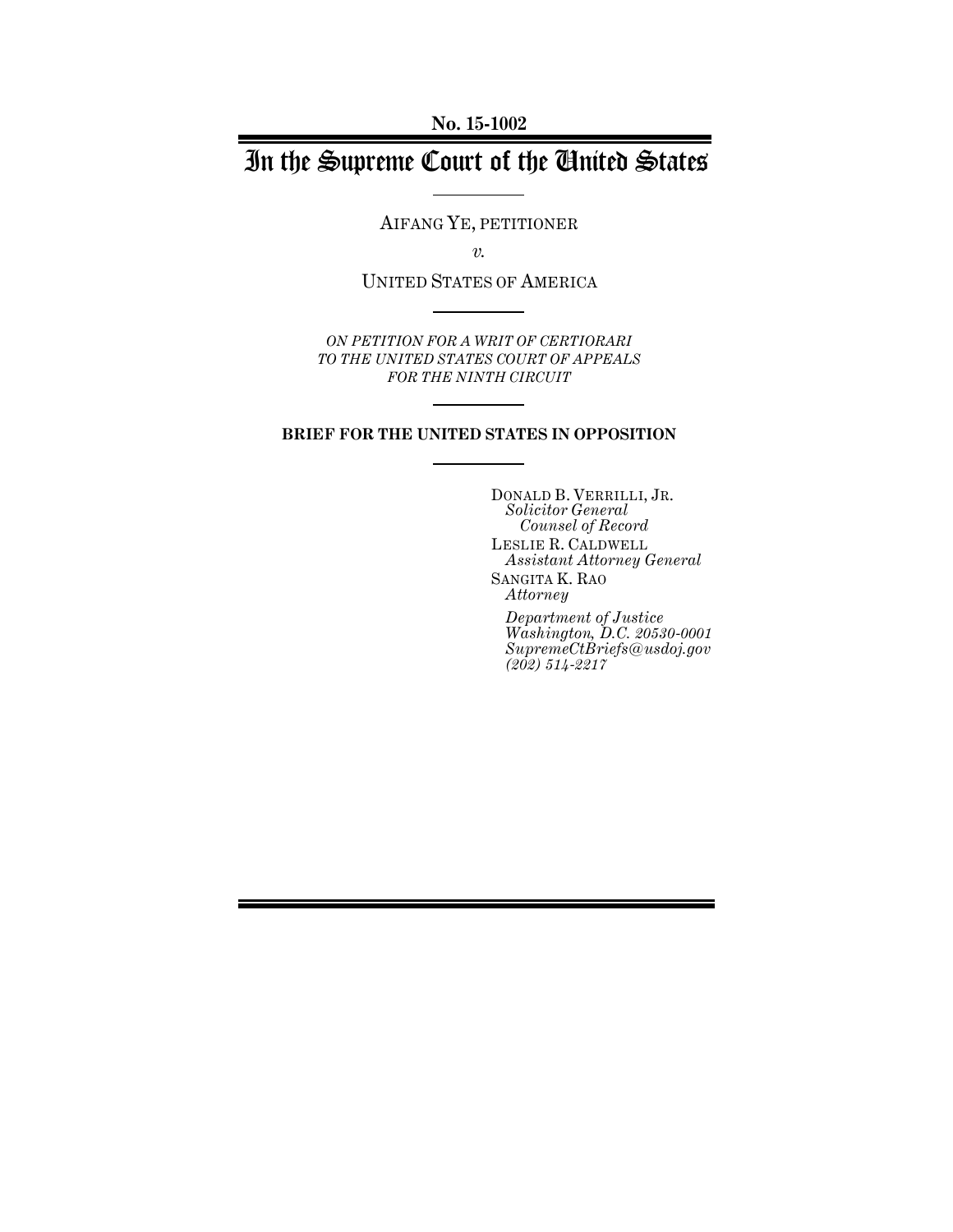No. 15-1002

# In the Supreme Court of the United States

AIFANG YE, PETITIONER

*v.*

UNITED STATES OF AMERICA

*ON PETITION FOR A WRIT OF CERTIORARI TO THE UNITED STATES COURT OF APPEALS FOR THE NINTH CIRCUIT*

**BRIEF FOR THE UNITED STATES IN OPPOSITION**

DONALD B. VERRILLI, JR.
*Solicitor General*
*Counsel of Record*
LESLIE R. CALDWELL
*Assistant Attorney General*
SANGITA K. RAO
*Attorney*

*Department of Justice*
*Washington, D.C. 20530-0001*
*SupremeCtBriefs@usdoj.gov*
*(202) 514-2217*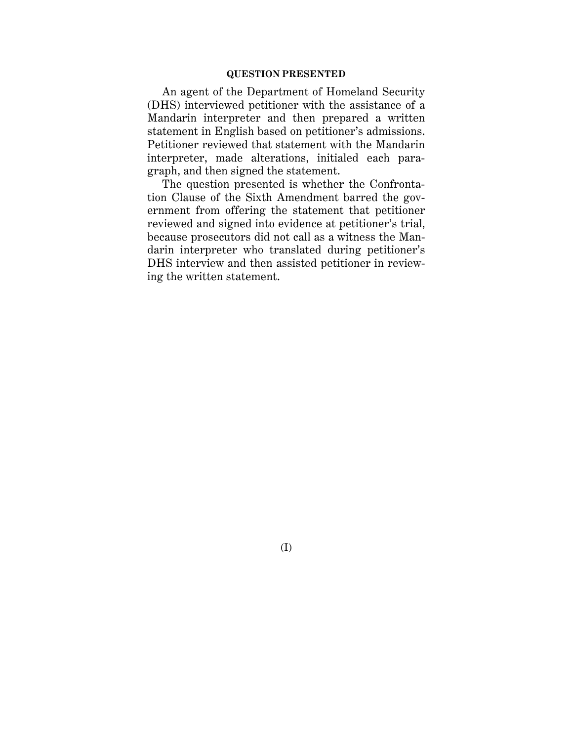## QUESTION PRESENTED

An agent of the Department of Homeland Security (DHS) interviewed petitioner with the assistance of a Mandarin interpreter and then prepared a written statement in English based on petitioner's admissions. Petitioner reviewed that statement with the Mandarin interpreter, made alterations, initialed each paragraph, and then signed the statement.

The question presented is whether the Confrontation Clause of the Sixth Amendment barred the government from offering the statement that petitioner reviewed and signed into evidence at petitioner's trial, because prosecutors did not call as a witness the Mandarin interpreter who translated during petitioner's DHS interview and then assisted petitioner in reviewing the written statement.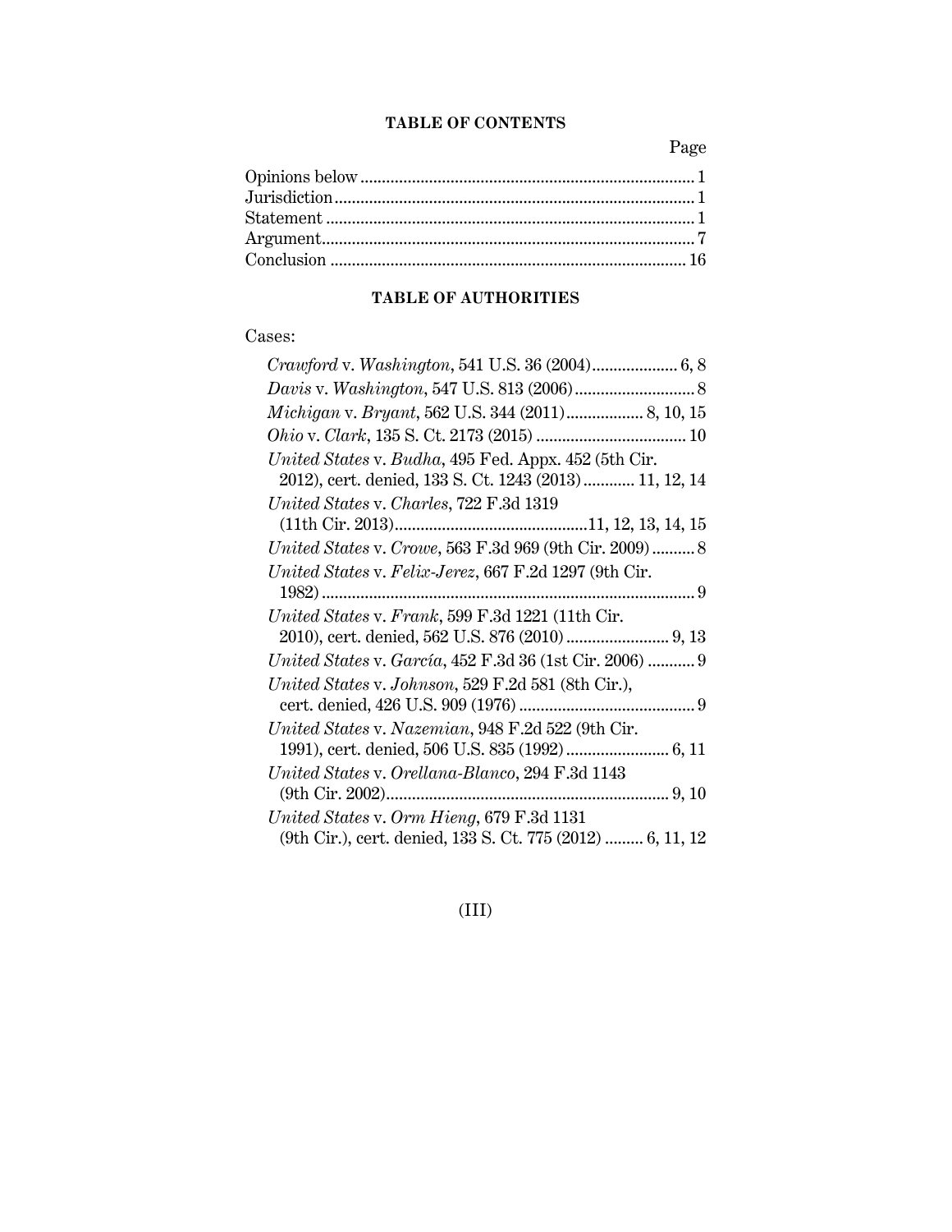## TABLE OF CONTENTS

| | Page |
|---|---|
| Opinions below | 1 |
| Jurisdiction | 1 |
| Statement | 1 |
| Argument | 7 |
| Conclusion | 16 |

## TABLE OF AUTHORITIES

Cases:

| | |
|---|---|
| *Crawford* v. *Washington*, 541 U.S. 36 (2004) | 6, 8 |
| *Davis* v. *Washington*, 547 U.S. 813 (2006) | 8 |
| *Michigan* v. *Bryant*, 562 U.S. 344 (2011) | 8, 10, 15 |
| *Ohio* v. *Clark*, 135 S. Ct. 2173 (2015) | 10 |
| *United States* v. *Budha*, 495 Fed. Appx. 452 (5th Cir. 2012), cert. denied, 133 S. Ct. 1243 (2013) | 11, 12, 14 |
| *United States* v. *Charles*, 722 F.3d 1319 (11th Cir. 2013) | 11, 12, 13, 14, 15 |
| *United States* v. *Crowe*, 563 F.3d 969 (9th Cir. 2009) | 8 |
| *United States* v. *Felix-Jerez*, 667 F.2d 1297 (9th Cir. 1982) | 9 |
| *United States* v. *Frank*, 599 F.3d 1221 (11th Cir. 2010), cert. denied, 562 U.S. 876 (2010) | 9, 13 |
| *United States* v. *García*, 452 F.3d 36 (1st Cir. 2006) | 9 |
| *United States* v. *Johnson*, 529 F.2d 581 (8th Cir.), cert. denied, 426 U.S. 909 (1976) | 9 |
| *United States* v. *Nazemian*, 948 F.2d 522 (9th Cir. 1991), cert. denied, 506 U.S. 835 (1992) | 6, 11 |
| *United States* v. *Orellana-Blanco*, 294 F.3d 1143 (9th Cir. 2002) | 9, 10 |
| *United States* v. *Orm Hieng*, 679 F.3d 1131 (9th Cir.), cert. denied, 133 S. Ct. 775 (2012) | 6, 11, 12 |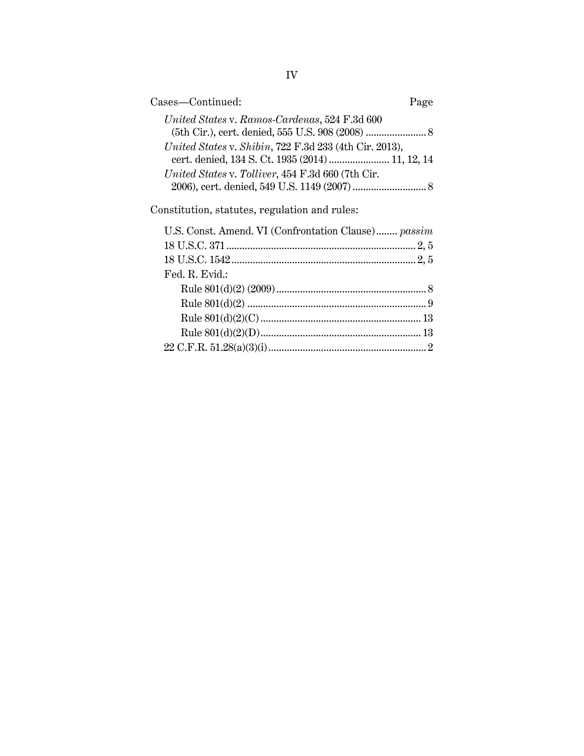Cases—Continued: Page

*United States* v. *Ramos-Cardenas*, 524 F.3d 600 (5th Cir.), cert. denied, 555 U.S. 908 (2008) ....................... 8

*United States* v. *Shibin*, 722 F.3d 233 (4th Cir. 2013), cert. denied, 134 S. Ct. 1935 (2014) ....................... 11, 12, 14

*United States* v. *Tolliver*, 454 F.3d 660 (7th Cir. 2006), cert. denied, 549 U.S. 1149 (2007) ............................ 8

Constitution, statutes, regulation and rules:

U.S. Const. Amend. VI (Confrontation Clause)........ *passim*

18 U.S.C. 371 ....................................................................... 2, 5

18 U.S.C. 1542 ..................................................................... 2, 5

Fed. R. Evid.:

- Rule 801(d)(2) (2009) ......................................................... 8
- Rule 801(d)(2) .................................................................... 9
- Rule 801(d)(2)(C) ............................................................. 13
- Rule 801(d)(2)(D) ............................................................. 13

22 C.F.R. 51.28(a)(3)(i) ............................................................ 2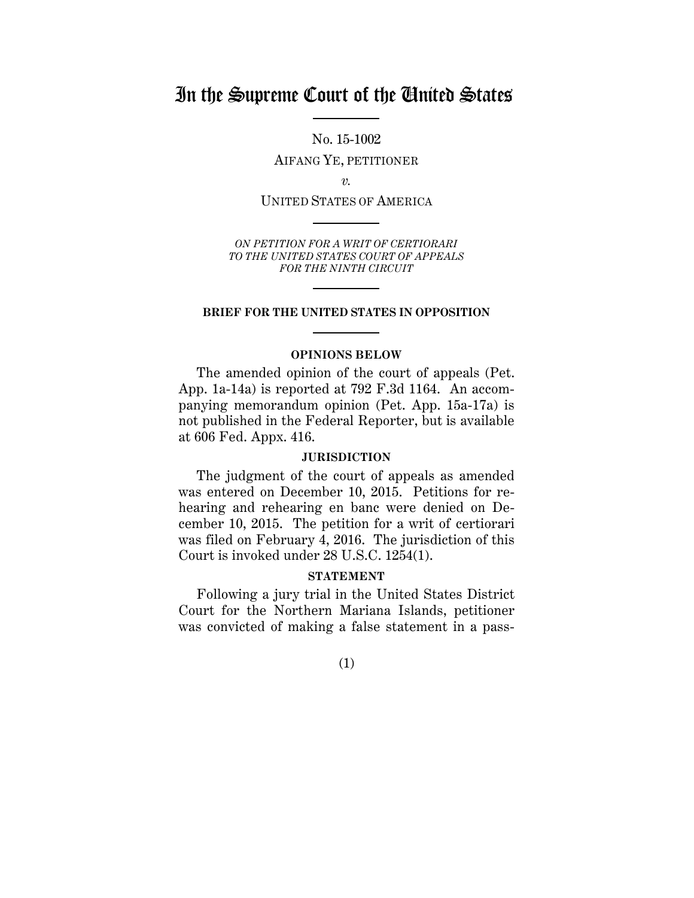# In the Supreme Court of the United States

No. 15-1002

AIFANG YE, PETITIONER

*v.*

UNITED STATES OF AMERICA

*ON PETITION FOR A WRIT OF CERTIORARI TO THE UNITED STATES COURT OF APPEALS FOR THE NINTH CIRCUIT*

**BRIEF FOR THE UNITED STATES IN OPPOSITION**

**OPINIONS BELOW**

The amended opinion of the court of appeals (Pet. App. 1a-14a) is reported at 792 F.3d 1164. An accompanying memorandum opinion (Pet. App. 15a-17a) is not published in the Federal Reporter, but is available at 606 Fed. Appx. 416.

**JURISDICTION**

The judgment of the court of appeals as amended was entered on December 10, 2015. Petitions for rehearing and rehearing en banc were denied on December 10, 2015. The petition for a writ of certiorari was filed on February 4, 2016. The jurisdiction of this Court is invoked under 28 U.S.C. 1254(1).

**STATEMENT**

Following a jury trial in the United States District Court for the Northern Mariana Islands, petitioner was convicted of making a false statement in a pass-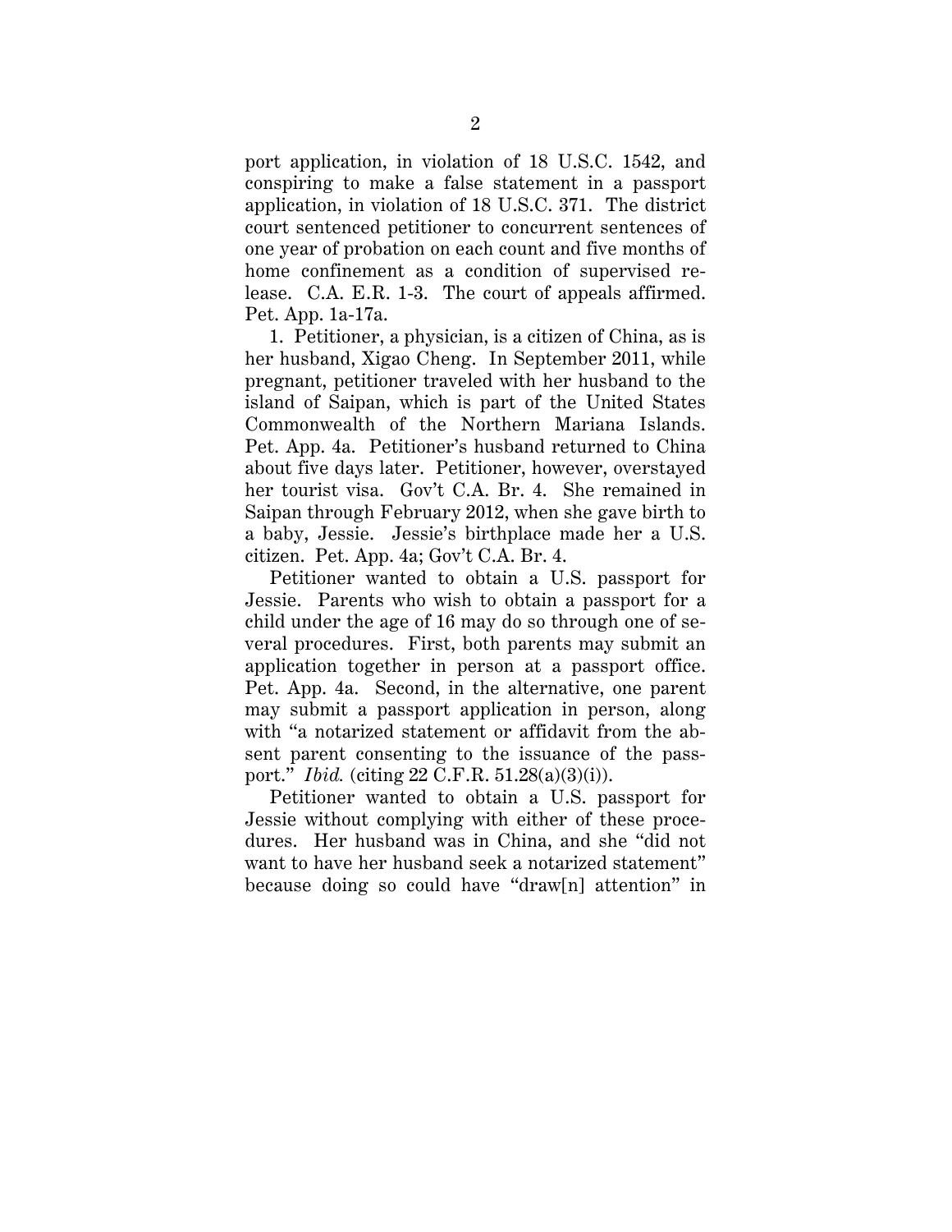port application, in violation of 18 U.S.C. 1542, and conspiring to make a false statement in a passport application, in violation of 18 U.S.C. 371. The district court sentenced petitioner to concurrent sentences of one year of probation on each count and five months of home confinement as a condition of supervised release. C.A. E.R. 1-3. The court of appeals affirmed. Pet. App. 1a-17a.

1. Petitioner, a physician, is a citizen of China, as is her husband, Xigao Cheng. In September 2011, while pregnant, petitioner traveled with her husband to the island of Saipan, which is part of the United States Commonwealth of the Northern Mariana Islands. Pet. App. 4a. Petitioner's husband returned to China about five days later. Petitioner, however, overstayed her tourist visa. Gov't C.A. Br. 4. She remained in Saipan through February 2012, when she gave birth to a baby, Jessie. Jessie's birthplace made her a U.S. citizen. Pet. App. 4a; Gov't C.A. Br. 4.

Petitioner wanted to obtain a U.S. passport for Jessie. Parents who wish to obtain a passport for a child under the age of 16 may do so through one of several procedures. First, both parents may submit an application together in person at a passport office. Pet. App. 4a. Second, in the alternative, one parent may submit a passport application in person, along with "a notarized statement or affidavit from the absent parent consenting to the issuance of the passport." *Ibid.* (citing 22 C.F.R. 51.28(a)(3)(i)).

Petitioner wanted to obtain a U.S. passport for Jessie without complying with either of these procedures. Her husband was in China, and she "did not want to have her husband seek a notarized statement" because doing so could have "draw[n] attention" in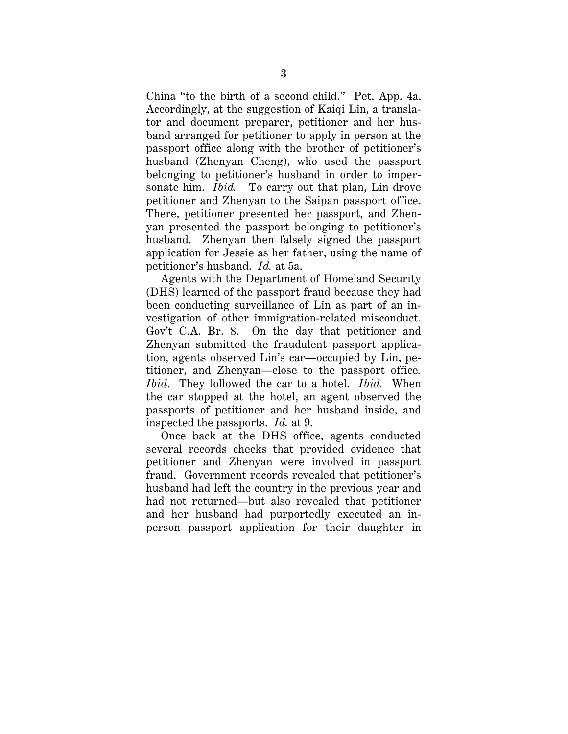China "to the birth of a second child." Pet. App. 4a. Accordingly, at the suggestion of Kaiqi Lin, a translator and document preparer, petitioner and her husband arranged for petitioner to apply in person at the passport office along with the brother of petitioner's husband (Zhenyan Cheng), who used the passport belonging to petitioner's husband in order to impersonate him. *Ibid.* To carry out that plan, Lin drove petitioner and Zhenyan to the Saipan passport office. There, petitioner presented her passport, and Zhenyan presented the passport belonging to petitioner's husband. Zhenyan then falsely signed the passport application for Jessie as her father, using the name of petitioner's husband. *Id.* at 5a.

Agents with the Department of Homeland Security (DHS) learned of the passport fraud because they had been conducting surveillance of Lin as part of an investigation of other immigration-related misconduct. Gov't C.A. Br. 8. On the day that petitioner and Zhenyan submitted the fraudulent passport application, agents observed Lin's car—occupied by Lin, petitioner, and Zhenyan—close to the passport office. *Ibid*. They followed the car to a hotel. *Ibid.* When the car stopped at the hotel, an agent observed the passports of petitioner and her husband inside, and inspected the passports. *Id.* at 9.

Once back at the DHS office, agents conducted several records checks that provided evidence that petitioner and Zhenyan were involved in passport fraud. Government records revealed that petitioner's husband had left the country in the previous year and had not returned—but also revealed that petitioner and her husband had purportedly executed an in-person passport application for their daughter in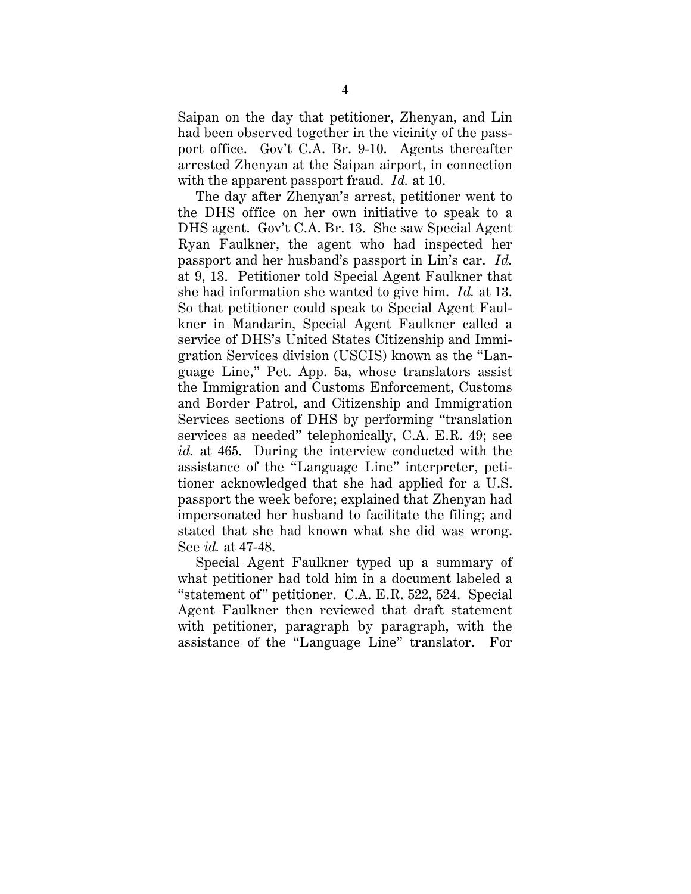Saipan on the day that petitioner, Zhenyan, and Lin had been observed together in the vicinity of the passport office. Gov't C.A. Br. 9-10. Agents thereafter arrested Zhenyan at the Saipan airport, in connection with the apparent passport fraud. *Id.* at 10.

The day after Zhenyan's arrest, petitioner went to the DHS office on her own initiative to speak to a DHS agent. Gov't C.A. Br. 13. She saw Special Agent Ryan Faulkner, the agent who had inspected her passport and her husband's passport in Lin's car. *Id.* at 9, 13. Petitioner told Special Agent Faulkner that she had information she wanted to give him. *Id.* at 13. So that petitioner could speak to Special Agent Faulkner in Mandarin, Special Agent Faulkner called a service of DHS's United States Citizenship and Immigration Services division (USCIS) known as the "Language Line," Pet. App. 5a, whose translators assist the Immigration and Customs Enforcement, Customs and Border Patrol, and Citizenship and Immigration Services sections of DHS by performing "translation services as needed" telephonically, C.A. E.R. 49; see *id.* at 465. During the interview conducted with the assistance of the "Language Line" interpreter, petitioner acknowledged that she had applied for a U.S. passport the week before; explained that Zhenyan had impersonated her husband to facilitate the filing; and stated that she had known what she did was wrong. See *id.* at 47-48.

Special Agent Faulkner typed up a summary of what petitioner had told him in a document labeled a "statement of" petitioner. C.A. E.R. 522, 524. Special Agent Faulkner then reviewed that draft statement with petitioner, paragraph by paragraph, with the assistance of the "Language Line" translator. For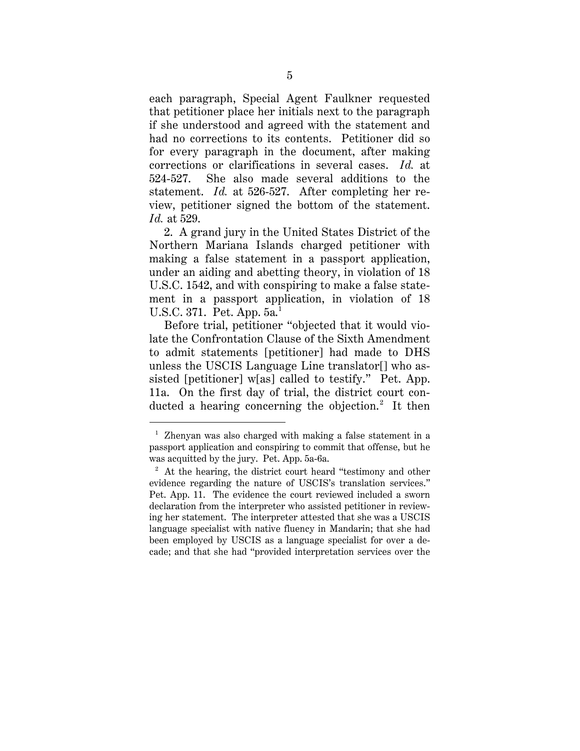each paragraph, Special Agent Faulkner requested that petitioner place her initials next to the paragraph if she understood and agreed with the statement and had no corrections to its contents. Petitioner did so for every paragraph in the document, after making corrections or clarifications in several cases. *Id.* at 524-527. She also made several additions to the statement. *Id.* at 526-527. After completing her review, petitioner signed the bottom of the statement. *Id.* at 529.

2. A grand jury in the United States District of the Northern Mariana Islands charged petitioner with making a false statement in a passport application, under an aiding and abetting theory, in violation of 18 U.S.C. 1542, and with conspiring to make a false statement in a passport application, in violation of 18 U.S.C. 371. Pet. App. 5a.[1]

Before trial, petitioner "objected that it would violate the Confrontation Clause of the Sixth Amendment to admit statements [petitioner] had made to DHS unless the USCIS Language Line translator[] who assisted [petitioner] w[as] called to testify." Pet. App. 11a. On the first day of trial, the district court conducted a hearing concerning the objection.[2] It then

---

[1] Zhenyan was also charged with making a false statement in a passport application and conspiring to commit that offense, but he was acquitted by the jury. Pet. App. 5a-6a.

[2] At the hearing, the district court heard "testimony and other evidence regarding the nature of USCIS's translation services." Pet. App. 11. The evidence the court reviewed included a sworn declaration from the interpreter who assisted petitioner in reviewing her statement. The interpreter attested that she was a USCIS language specialist with native fluency in Mandarin; that she had been employed by USCIS as a language specialist for over a decade; and that she had "provided interpretation services over the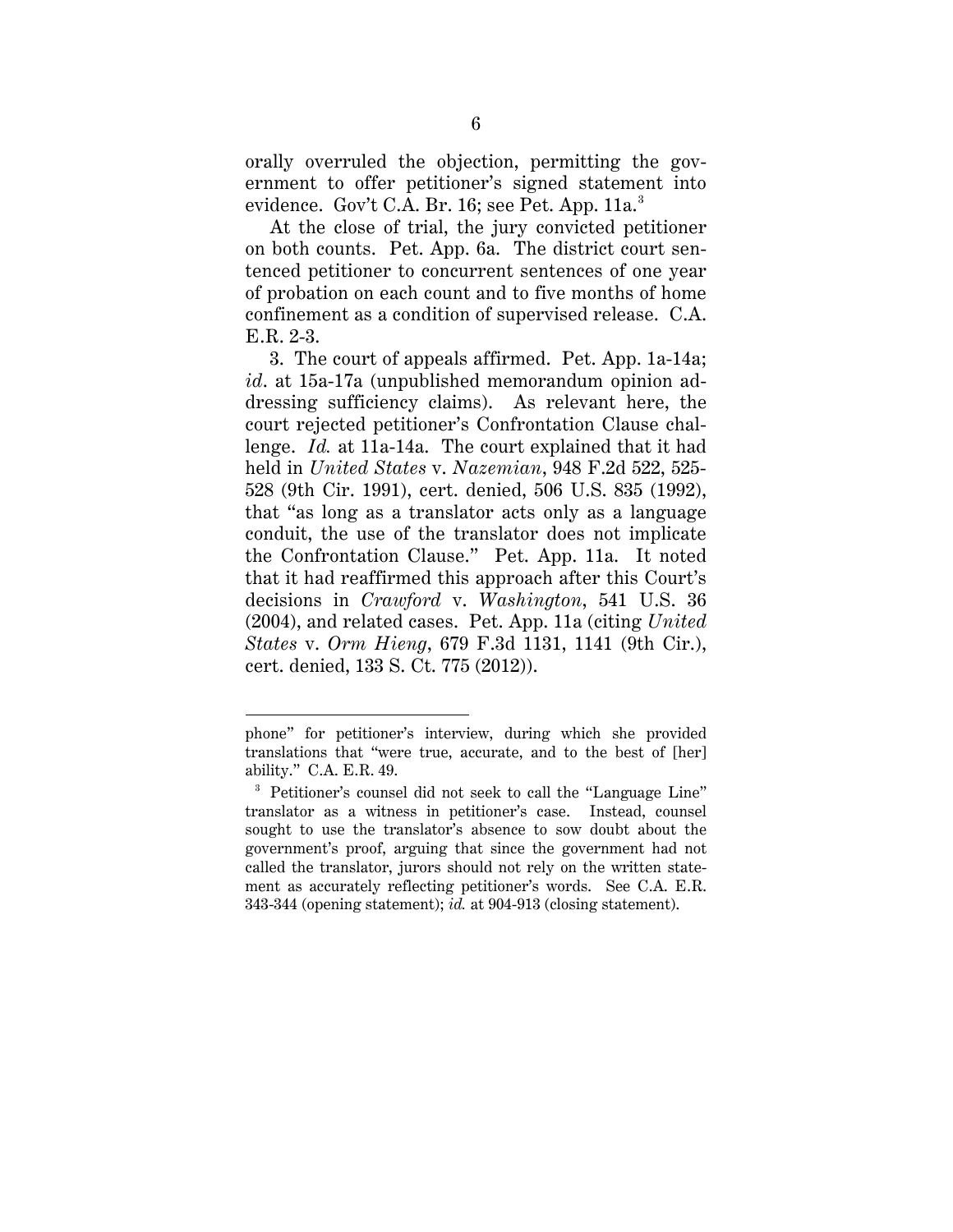orally overruled the objection, permitting the government to offer petitioner's signed statement into evidence. Gov't C.A. Br. 16; see Pet. App. 11a.[3]

At the close of trial, the jury convicted petitioner on both counts. Pet. App. 6a. The district court sentenced petitioner to concurrent sentences of one year of probation on each count and to five months of home confinement as a condition of supervised release. C.A. E.R. 2-3.

3. The court of appeals affirmed. Pet. App. 1a-14a; *id*. at 15a-17a (unpublished memorandum opinion addressing sufficiency claims). As relevant here, the court rejected petitioner's Confrontation Clause challenge. *Id.* at 11a-14a. The court explained that it had held in *United States* v. *Nazemian*, 948 F.2d 522, 525-528 (9th Cir. 1991), cert. denied, 506 U.S. 835 (1992), that "as long as a translator acts only as a language conduit, the use of the translator does not implicate the Confrontation Clause." Pet. App. 11a. It noted that it had reaffirmed this approach after this Court's decisions in *Crawford* v. *Washington*, 541 U.S. 36 (2004), and related cases. Pet. App. 11a (citing *United States* v. *Orm Hieng*, 679 F.3d 1131, 1141 (9th Cir.), cert. denied, 133 S. Ct. 775 (2012)).

---

phone" for petitioner's interview, during which she provided translations that "were true, accurate, and to the best of [her] ability." C.A. E.R. 49.

[3] Petitioner's counsel did not seek to call the "Language Line" translator as a witness in petitioner's case. Instead, counsel sought to use the translator's absence to sow doubt about the government's proof, arguing that since the government had not called the translator, jurors should not rely on the written statement as accurately reflecting petitioner's words. See C.A. E.R. 343-344 (opening statement); *id.* at 904-913 (closing statement).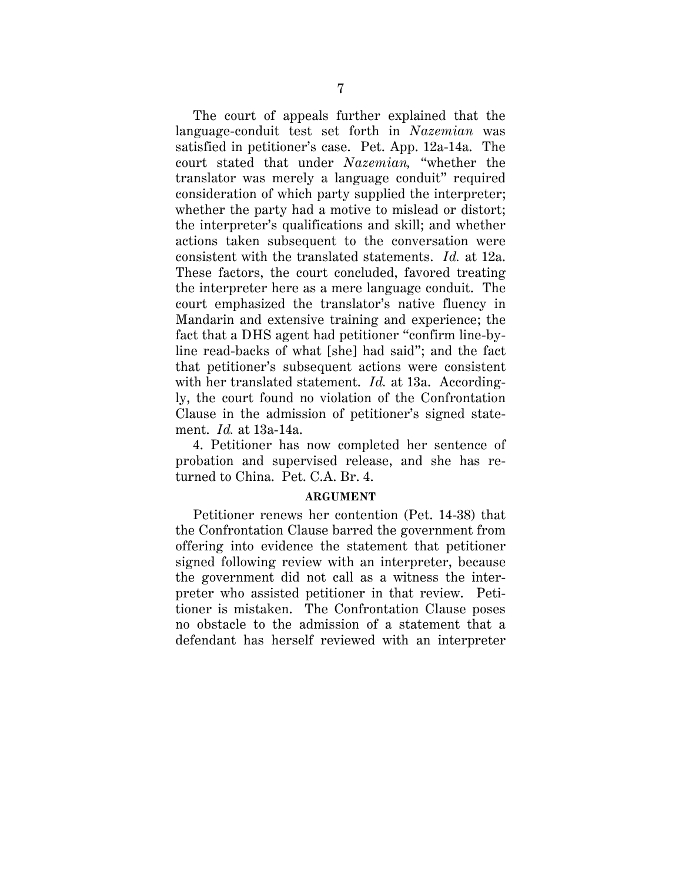The court of appeals further explained that the language-conduit test set forth in *Nazemian* was satisfied in petitioner's case. Pet. App. 12a-14a. The court stated that under *Nazemian*, "whether the translator was merely a language conduit" required consideration of which party supplied the interpreter; whether the party had a motive to mislead or distort; the interpreter's qualifications and skill; and whether actions taken subsequent to the conversation were consistent with the translated statements. *Id.* at 12a. These factors, the court concluded, favored treating the interpreter here as a mere language conduit. The court emphasized the translator's native fluency in Mandarin and extensive training and experience; the fact that a DHS agent had petitioner "confirm line-by-line read-backs of what [she] had said"; and the fact that petitioner's subsequent actions were consistent with her translated statement. *Id.* at 13a. Accordingly, the court found no violation of the Confrontation Clause in the admission of petitioner's signed statement. *Id.* at 13a-14a.

4. Petitioner has now completed her sentence of probation and supervised release, and she has returned to China. Pet. C.A. Br. 4.

## ARGUMENT

Petitioner renews her contention (Pet. 14-38) that the Confrontation Clause barred the government from offering into evidence the statement that petitioner signed following review with an interpreter, because the government did not call as a witness the interpreter who assisted petitioner in that review. Petitioner is mistaken. The Confrontation Clause poses no obstacle to the admission of a statement that a defendant has herself reviewed with an interpreter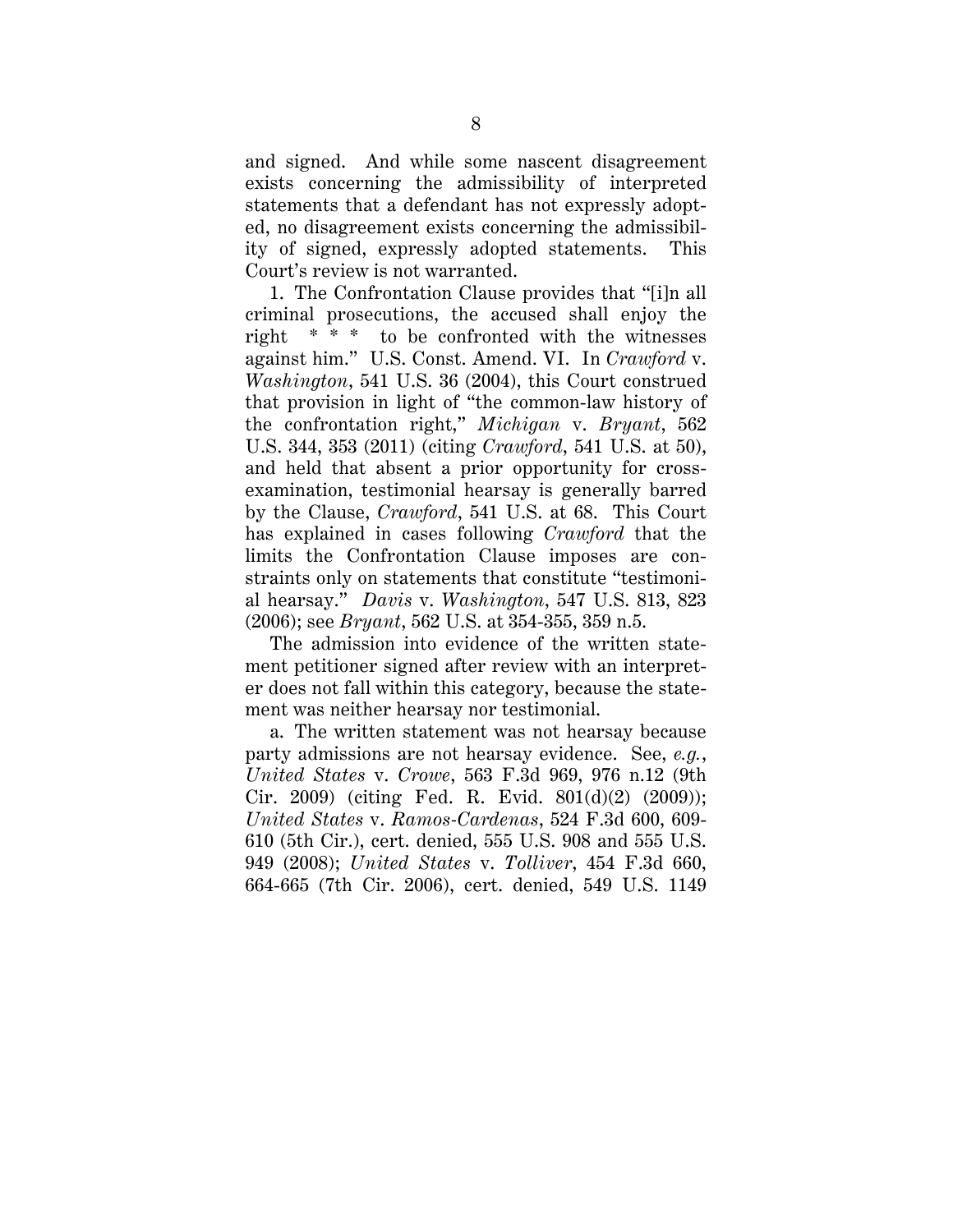and signed. And while some nascent disagreement exists concerning the admissibility of interpreted statements that a defendant has not expressly adopted, no disagreement exists concerning the admissibility of signed, expressly adopted statements. This Court's review is not warranted.

1. The Confrontation Clause provides that "[i]n all criminal prosecutions, the accused shall enjoy the right * * * to be confronted with the witnesses against him." U.S. Const. Amend. VI. In *Crawford* v. *Washington*, 541 U.S. 36 (2004), this Court construed that provision in light of "the common-law history of the confrontation right," *Michigan* v. *Bryant*, 562 U.S. 344, 353 (2011) (citing *Crawford*, 541 U.S. at 50), and held that absent a prior opportunity for cross-examination, testimonial hearsay is generally barred by the Clause, *Crawford*, 541 U.S. at 68. This Court has explained in cases following *Crawford* that the limits the Confrontation Clause imposes are constraints only on statements that constitute "testimonial hearsay." *Davis* v. *Washington*, 547 U.S. 813, 823 (2006); see *Bryant*, 562 U.S. at 354-355, 359 n.5.

The admission into evidence of the written statement petitioner signed after review with an interpreter does not fall within this category, because the statement was neither hearsay nor testimonial.

a. The written statement was not hearsay because party admissions are not hearsay evidence. See, *e.g.*, *United States* v. *Crowe*, 563 F.3d 969, 976 n.12 (9th Cir. 2009) (citing Fed. R. Evid. 801(d)(2) (2009)); *United States* v. *Ramos-Cardenas*, 524 F.3d 600, 609-610 (5th Cir.), cert. denied, 555 U.S. 908 and 555 U.S. 949 (2008); *United States* v. *Tolliver*, 454 F.3d 660, 664-665 (7th Cir. 2006), cert. denied, 549 U.S. 1149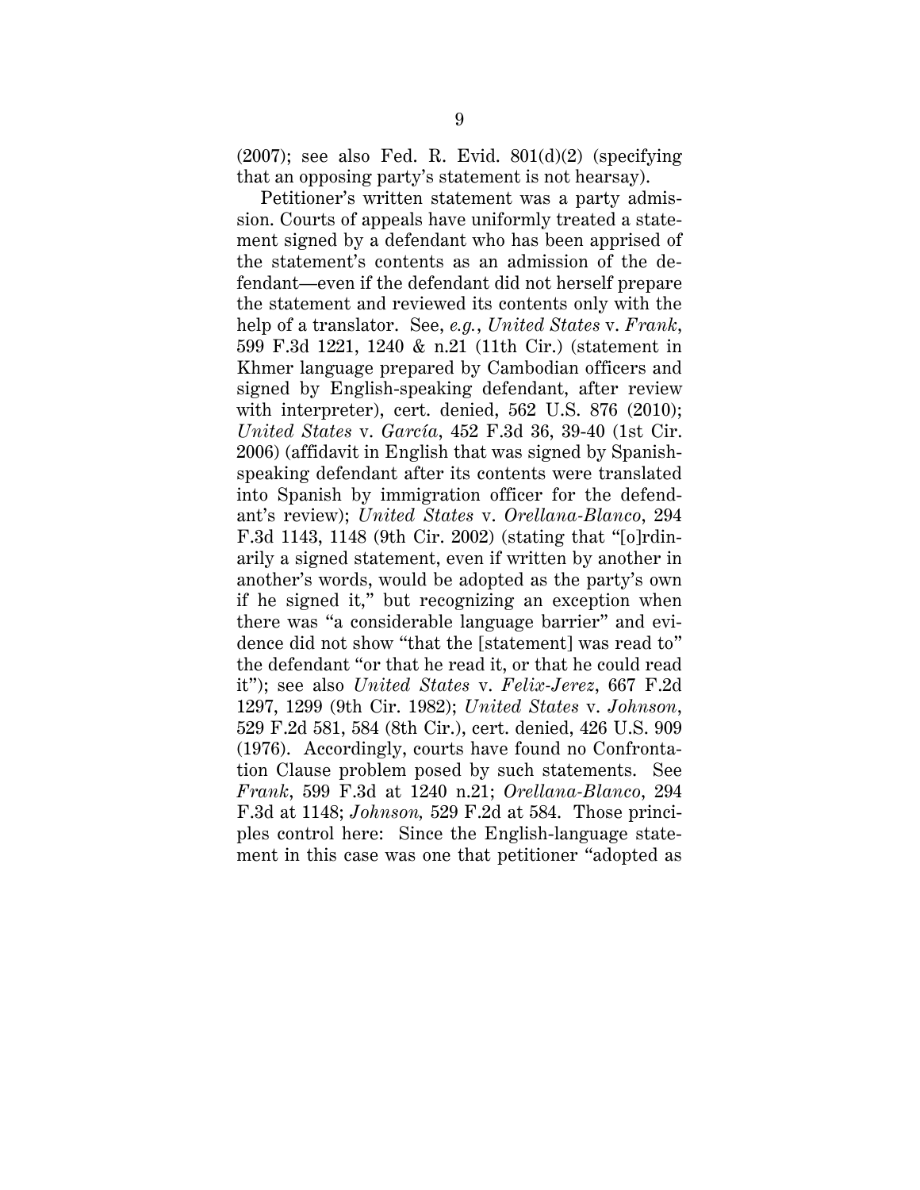(2007); see also Fed. R. Evid. 801(d)(2) (specifying that an opposing party's statement is not hearsay).

Petitioner's written statement was a party admission. Courts of appeals have uniformly treated a statement signed by a defendant who has been apprised of the statement's contents as an admission of the defendant—even if the defendant did not herself prepare the statement and reviewed its contents only with the help of a translator. See, *e.g.*, *United States* v. *Frank*, 599 F.3d 1221, 1240 & n.21 (11th Cir.) (statement in Khmer language prepared by Cambodian officers and signed by English-speaking defendant, after review with interpreter), cert. denied, 562 U.S. 876 (2010); *United States* v. *García*, 452 F.3d 36, 39-40 (1st Cir. 2006) (affidavit in English that was signed by Spanish-speaking defendant after its contents were translated into Spanish by immigration officer for the defendant's review); *United States* v. *Orellana-Blanco*, 294 F.3d 1143, 1148 (9th Cir. 2002) (stating that "[o]rdinarily a signed statement, even if written by another in another's words, would be adopted as the party's own if he signed it," but recognizing an exception when there was "a considerable language barrier" and evidence did not show "that the [statement] was read to" the defendant "or that he read it, or that he could read it"); see also *United States* v. *Felix-Jerez*, 667 F.2d 1297, 1299 (9th Cir. 1982); *United States* v. *Johnson*, 529 F.2d 581, 584 (8th Cir.), cert. denied, 426 U.S. 909 (1976). Accordingly, courts have found no Confrontation Clause problem posed by such statements. See *Frank*, 599 F.3d at 1240 n.21; *Orellana-Blanco*, 294 F.3d at 1148; *Johnson,* 529 F.2d at 584. Those principles control here: Since the English-language statement in this case was one that petitioner "adopted as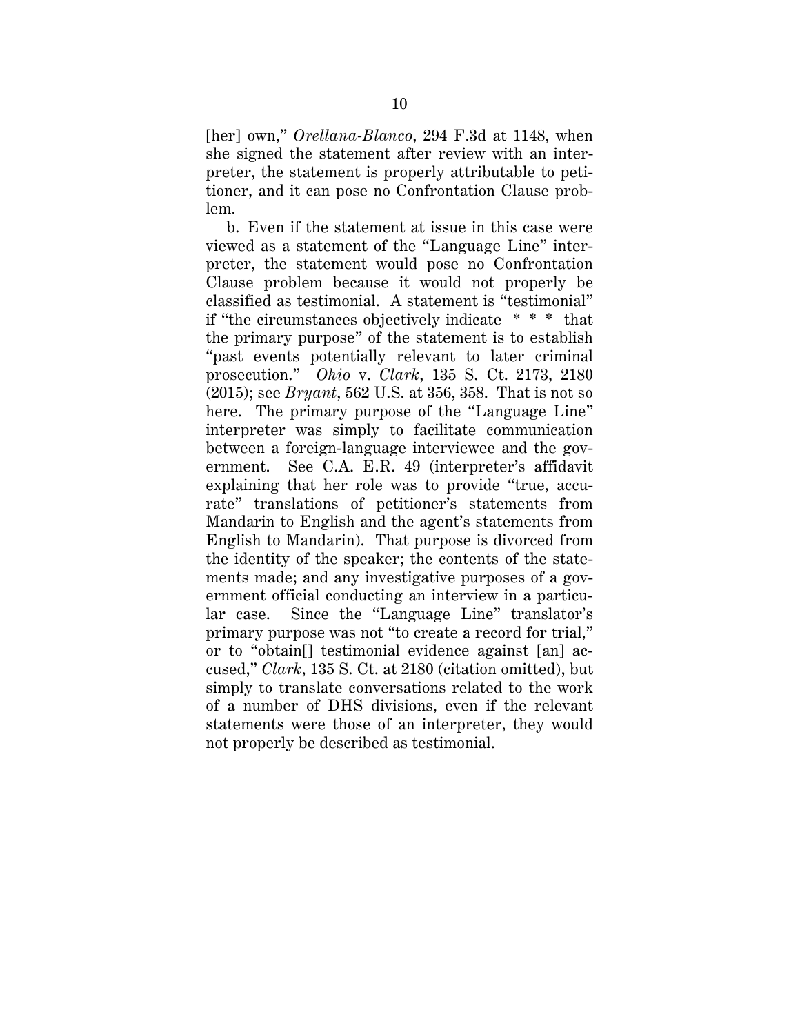[her] own," *Orellana-Blanco*, 294 F.3d at 1148, when she signed the statement after review with an interpreter, the statement is properly attributable to petitioner, and it can pose no Confrontation Clause problem.

b. Even if the statement at issue in this case were viewed as a statement of the "Language Line" interpreter, the statement would pose no Confrontation Clause problem because it would not properly be classified as testimonial. A statement is "testimonial" if "the circumstances objectively indicate * * * that the primary purpose" of the statement is to establish "past events potentially relevant to later criminal prosecution." *Ohio* v. *Clark*, 135 S. Ct. 2173, 2180 (2015); see *Bryant*, 562 U.S. at 356, 358. That is not so here. The primary purpose of the "Language Line" interpreter was simply to facilitate communication between a foreign-language interviewee and the government. See C.A. E.R. 49 (interpreter's affidavit explaining that her role was to provide "true, accurate" translations of petitioner's statements from Mandarin to English and the agent's statements from English to Mandarin). That purpose is divorced from the identity of the speaker; the contents of the statements made; and any investigative purposes of a government official conducting an interview in a particular case. Since the "Language Line" translator's primary purpose was not "to create a record for trial," or to "obtain[] testimonial evidence against [an] accused," *Clark*, 135 S. Ct. at 2180 (citation omitted), but simply to translate conversations related to the work of a number of DHS divisions, even if the relevant statements were those of an interpreter, they would not properly be described as testimonial.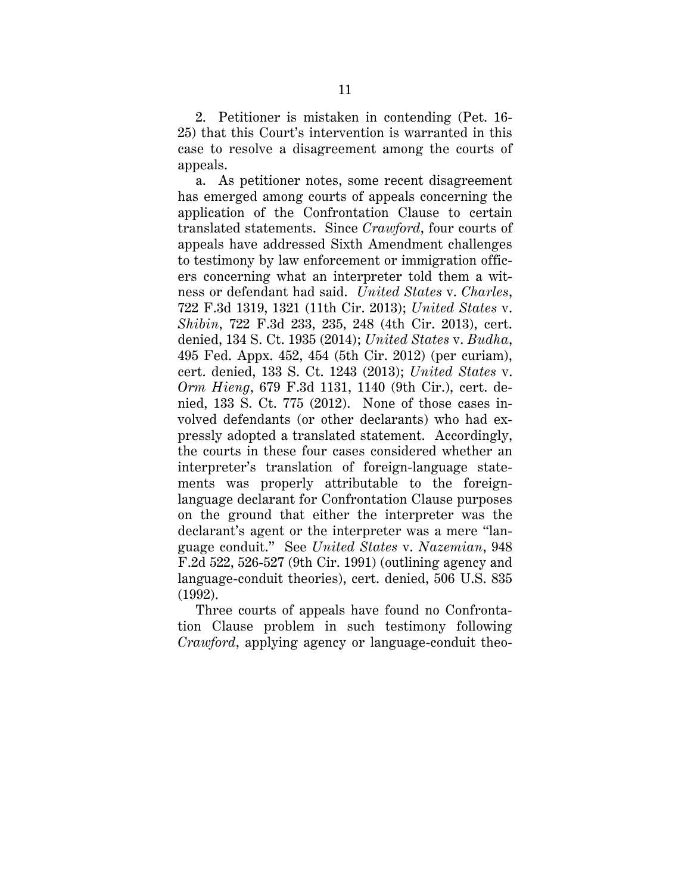2. Petitioner is mistaken in contending (Pet. 16-25) that this Court's intervention is warranted in this case to resolve a disagreement among the courts of appeals.

a. As petitioner notes, some recent disagreement has emerged among courts of appeals concerning the application of the Confrontation Clause to certain translated statements. Since *Crawford*, four courts of appeals have addressed Sixth Amendment challenges to testimony by law enforcement or immigration officers concerning what an interpreter told them a witness or defendant had said. *United States* v. *Charles*, 722 F.3d 1319, 1321 (11th Cir. 2013); *United States* v. *Shibin*, 722 F.3d 233, 235, 248 (4th Cir. 2013), cert. denied, 134 S. Ct. 1935 (2014); *United States* v. *Budha*, 495 Fed. Appx. 452, 454 (5th Cir. 2012) (per curiam), cert. denied, 133 S. Ct. 1243 (2013); *United States* v. *Orm Hieng*, 679 F.3d 1131, 1140 (9th Cir.), cert. denied, 133 S. Ct. 775 (2012). None of those cases involved defendants (or other declarants) who had expressly adopted a translated statement. Accordingly, the courts in these four cases considered whether an interpreter's translation of foreign-language statements was properly attributable to the foreign-language declarant for Confrontation Clause purposes on the ground that either the interpreter was the declarant's agent or the interpreter was a mere "language conduit." See *United States* v. *Nazemian*, 948 F.2d 522, 526-527 (9th Cir. 1991) (outlining agency and language-conduit theories), cert. denied, 506 U.S. 835 (1992).

Three courts of appeals have found no Confrontation Clause problem in such testimony following *Crawford*, applying agency or language-conduit theo-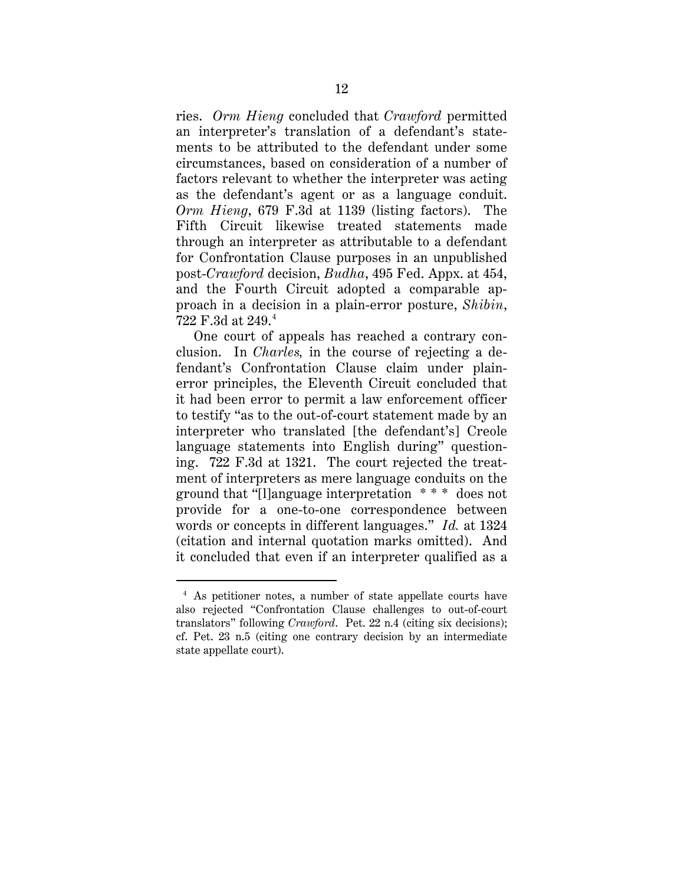ries. *Orm Hieng* concluded that *Crawford* permitted an interpreter's translation of a defendant's statements to be attributed to the defendant under some circumstances, based on consideration of a number of factors relevant to whether the interpreter was acting as the defendant's agent or as a language conduit. *Orm Hieng*, 679 F.3d at 1139 (listing factors). The Fifth Circuit likewise treated statements made through an interpreter as attributable to a defendant for Confrontation Clause purposes in an unpublished post-*Crawford* decision, *Budha*, 495 Fed. Appx. at 454, and the Fourth Circuit adopted a comparable approach in a decision in a plain-error posture, *Shibin*, 722 F.3d at 249.[4]

One court of appeals has reached a contrary conclusion. In *Charles,* in the course of rejecting a defendant's Confrontation Clause claim under plain-error principles, the Eleventh Circuit concluded that it had been error to permit a law enforcement officer to testify "as to the out-of-court statement made by an interpreter who translated [the defendant's] Creole language statements into English during" questioning. 722 F.3d at 1321. The court rejected the treatment of interpreters as mere language conduits on the ground that "[l]anguage interpretation * * * does not provide for a one-to-one correspondence between words or concepts in different languages." *Id.* at 1324 (citation and internal quotation marks omitted). And it concluded that even if an interpreter qualified as a

---

[4] As petitioner notes, a number of state appellate courts have also rejected "Confrontation Clause challenges to out-of-court translators" following *Crawford*. Pet. 22 n.4 (citing six decisions); cf. Pet. 23 n.5 (citing one contrary decision by an intermediate state appellate court).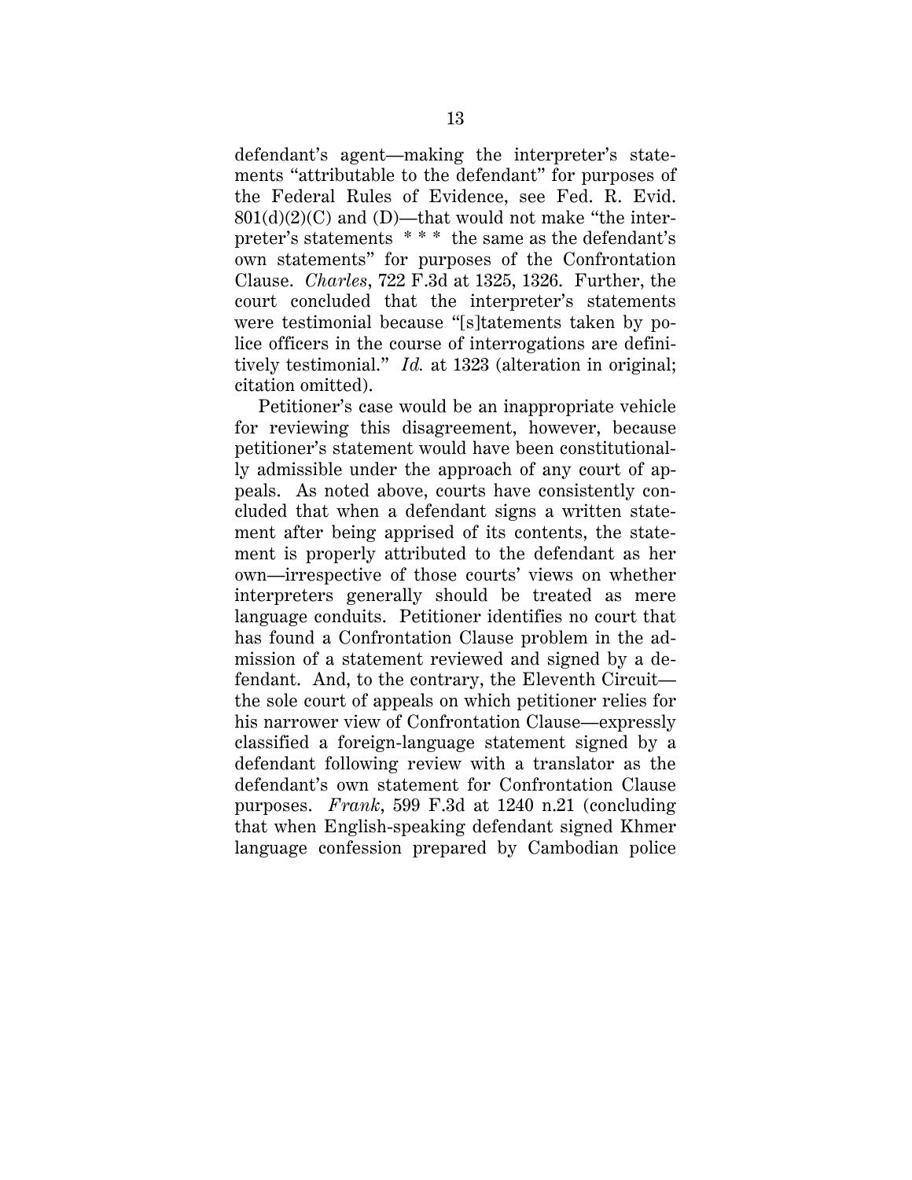defendant's agent—making the interpreter's statements "attributable to the defendant" for purposes of the Federal Rules of Evidence, see Fed. R. Evid. 801(d)(2)(C) and (D)—that would not make "the interpreter's statements * * * the same as the defendant's own statements" for purposes of the Confrontation Clause. *Charles*, 722 F.3d at 1325, 1326. Further, the court concluded that the interpreter's statements were testimonial because "[s]tatements taken by police officers in the course of interrogations are definitively testimonial." *Id.* at 1323 (alteration in original; citation omitted).

Petitioner's case would be an inappropriate vehicle for reviewing this disagreement, however, because petitioner's statement would have been constitutionally admissible under the approach of any court of appeals. As noted above, courts have consistently concluded that when a defendant signs a written statement after being apprised of its contents, the statement is properly attributed to the defendant as her own—irrespective of those courts' views on whether interpreters generally should be treated as mere language conduits. Petitioner identifies no court that has found a Confrontation Clause problem in the admission of a statement reviewed and signed by a defendant. And, to the contrary, the Eleventh Circuit—the sole court of appeals on which petitioner relies for his narrower view of Confrontation Clause—expressly classified a foreign-language statement signed by a defendant following review with a translator as the defendant's own statement for Confrontation Clause purposes. *Frank*, 599 F.3d at 1240 n.21 (concluding that when English-speaking defendant signed Khmer language confession prepared by Cambodian police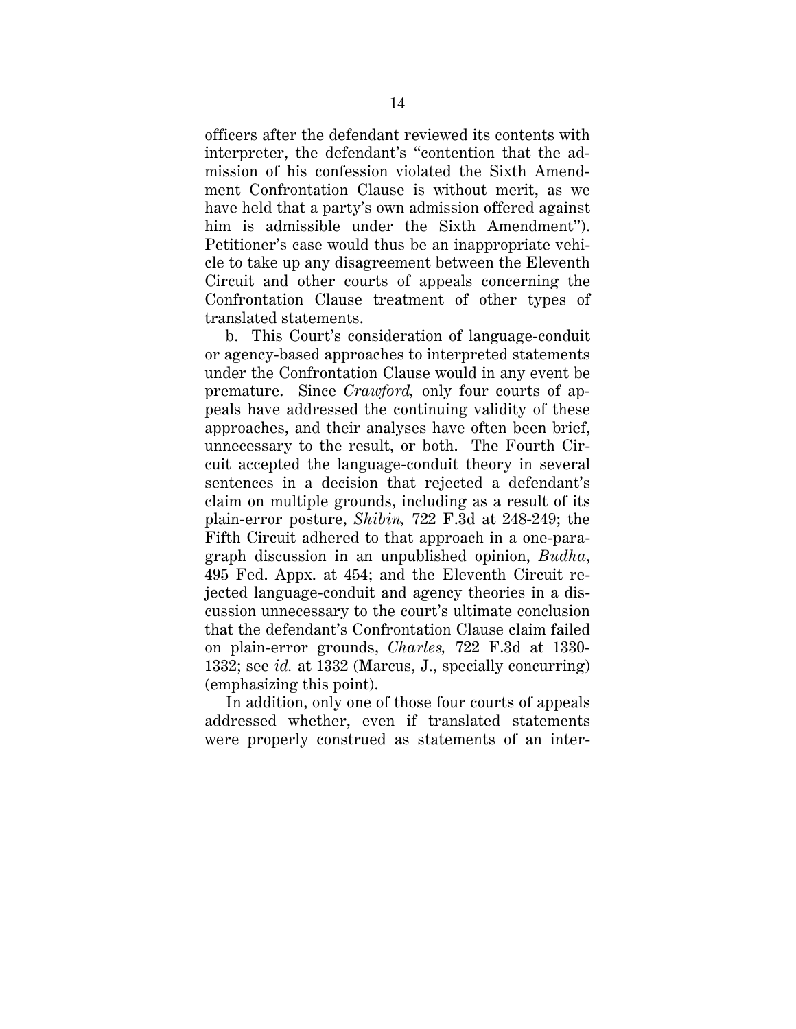officers after the defendant reviewed its contents with interpreter, the defendant's "contention that the admission of his confession violated the Sixth Amendment Confrontation Clause is without merit, as we have held that a party's own admission offered against him is admissible under the Sixth Amendment"). Petitioner's case would thus be an inappropriate vehicle to take up any disagreement between the Eleventh Circuit and other courts of appeals concerning the Confrontation Clause treatment of other types of translated statements.

b. This Court's consideration of language-conduit or agency-based approaches to interpreted statements under the Confrontation Clause would in any event be premature. Since *Crawford,* only four courts of appeals have addressed the continuing validity of these approaches, and their analyses have often been brief, unnecessary to the result, or both. The Fourth Circuit accepted the language-conduit theory in several sentences in a decision that rejected a defendant's claim on multiple grounds, including as a result of its plain-error posture, *Shibin,* 722 F.3d at 248-249; the Fifth Circuit adhered to that approach in a one-paragraph discussion in an unpublished opinion, *Budha*, 495 Fed. Appx. at 454; and the Eleventh Circuit rejected language-conduit and agency theories in a discussion unnecessary to the court's ultimate conclusion that the defendant's Confrontation Clause claim failed on plain-error grounds, *Charles,* 722 F.3d at 1330-1332; see *id.* at 1332 (Marcus, J., specially concurring) (emphasizing this point).

In addition, only one of those four courts of appeals addressed whether, even if translated statements were properly construed as statements of an inter-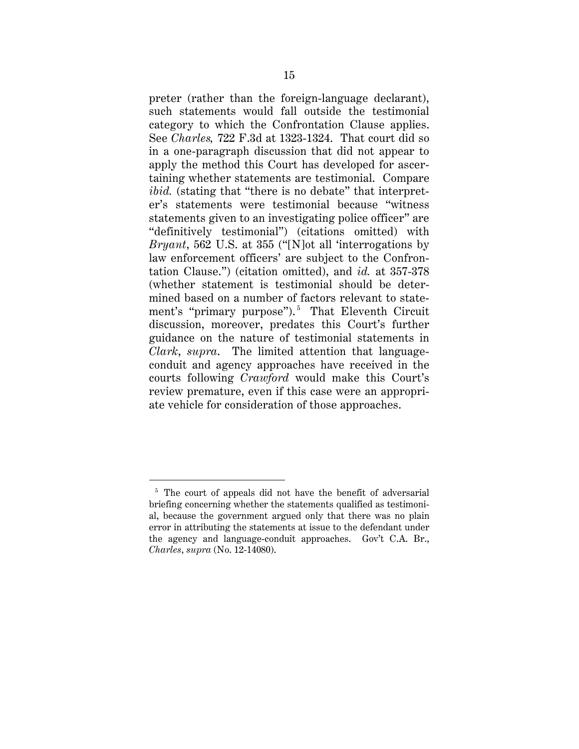preter (rather than the foreign-language declarant), such statements would fall outside the testimonial category to which the Confrontation Clause applies. See *Charles,* 722 F.3d at 1323-1324. That court did so in a one-paragraph discussion that did not appear to apply the method this Court has developed for ascertaining whether statements are testimonial. Compare *ibid.* (stating that "there is no debate" that interpreter's statements were testimonial because "witness statements given to an investigating police officer" are "definitively testimonial") (citations omitted) with *Bryant*, 562 U.S. at 355 ("[N]ot all 'interrogations by law enforcement officers' are subject to the Confrontation Clause.") (citation omitted), and *id.* at 357-378 (whether statement is testimonial should be determined based on a number of factors relevant to statement's "primary purpose").[5] That Eleventh Circuit discussion, moreover, predates this Court's further guidance on the nature of testimonial statements in *Clark*, *supra*. The limited attention that language-conduit and agency approaches have received in the courts following *Crawford* would make this Court's review premature, even if this case were an appropriate vehicle for consideration of those approaches.

---

[5] The court of appeals did not have the benefit of adversarial briefing concerning whether the statements qualified as testimonial, because the government argued only that there was no plain error in attributing the statements at issue to the defendant under the agency and language-conduit approaches. Gov't C.A. Br., *Charles*, *supra* (No. 12-14080).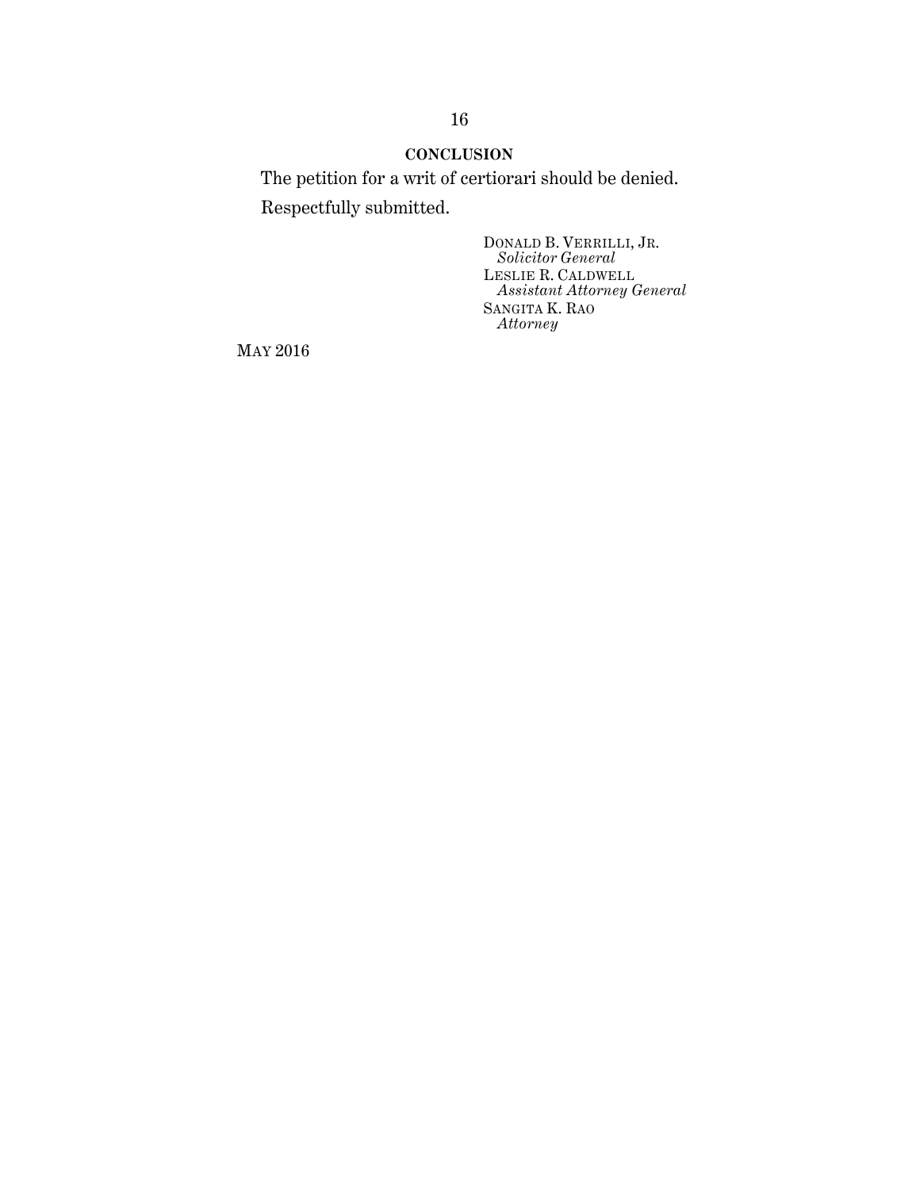## CONCLUSION

The petition for a writ of certiorari should be denied.

Respectfully submitted.

DONALD B. VERRILLI, JR.
*Solicitor General*
LESLIE R. CALDWELL
*Assistant Attorney General*
SANGITA K. RAO
*Attorney*

MAY 2016